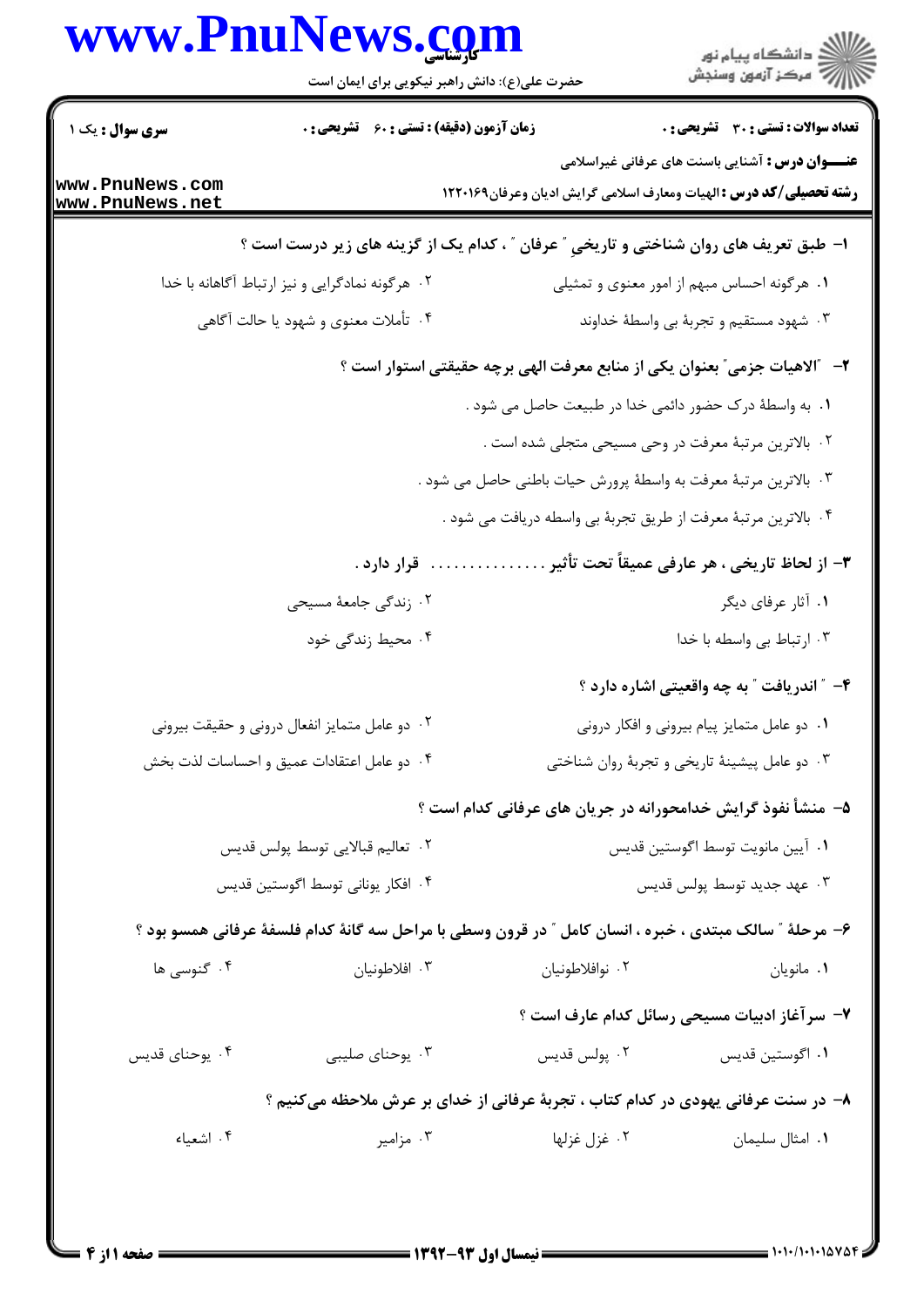**سری سوال :** یک ۱

**زمان آزمون (دقیقه) : تستی :** ۶۰ **تشریحی :** ۰

**تعداد سوالات : تستی :** ۳۰ **تشریحی :** ۰

**عنـــوان درس :** آشنایی باسنت های عرفانی غیراسلامی

**رشته تحصیلی/کد درس :** الهیات ومعارف اسلامی گرایش ادیان وعرفان۱۲۲۰۱۶۹

**۱- طبق تعریف های روان شناختی و تاریخیِ " عرفان " ، کدام یک از گزینه های زیر درست است ؟**

۱. هرگونه احساس مبهم از امور معنوی و تمثیلی

۲. هرگونه نمادگرایی و نیز ارتباط آگاهانه با خدا

۳. شهود مستقیم و تجربهٔ بی واسطهٔ خداوند

۴. تأملات معنوی و شهود یا حالت آگاهی

**۲- "الاهیات جزمی" بعنوان یکی از منابع معرفت الهی برچه حقیقتی استوار است ؟**

۱. به واسطهٔ درک حضور دائمی خدا در طبیعت حاصل می شود .

۲. بالاترین مرتبهٔ معرفت در وحی مسیحی متجلی شده است .

۳. بالاترین مرتبهٔ معرفت به واسطهٔ پرورش حیات باطنی حاصل می شود .

۴. بالاترین مرتبهٔ معرفت از طریق تجربهٔ بی واسطه دریافت می شود .

**۳- از لحاظ تاریخی ، هر عارفی عمیقاً تحت تأثیر ............... قرار دارد .**

۱. آثار عرفای دیگر

۲. زندگی جامعهٔ مسیحی

۳. ارتباط بی واسطه با خدا

۴. محیط زندگی خود

**۴- " اندریافت " به چه واقعیتی اشاره دارد ؟**

۱. دو عامل متمایز پیام بیرونی و افکار درونی

۲. دو عامل متمایز انفعال درونی و حقیقت بیرونی

۳. دو عامل پیشینهٔ تاریخی و تجربهٔ روان شناختی

۴. دو عامل اعتقادات عمیق و احساسات لذت بخش

**۵- منشأ نفوذ گرایش خدامحورانه در جریان های عرفانی کدام است ؟**

۱. آیین مانویت توسط اگوستین قدیس

۲. تعالیم قبالایی توسط پولس قدیس

۳. عهد جدید توسط پولس قدیس

۴. افکار یونانی توسط اگوستین قدیس

**۶- مرحلهٔ " سالک مبتدی ، خبره ، انسان کامل " در قرون وسطی با مراحل سه گانهٔ کدام فلسفهٔ عرفانی همسو بود ؟**

۱. مانویان

۲. نوافلاطونیان

۳. افلاطونیان

۴. گنوسی ها

**۷- سرآغاز ادبیات مسیحی رسائل کدام عارف است ؟**

۱. اگوستین قدیس

۲. پولس قدیس

۳. یوحنای صلیبی

۴. یوحنای قدیس

**۸- در سنت عرفانی یهودی در کدام کتاب ، تجربهٔ عرفانی از خدای بر عرش ملاحظه می‌کنیم ؟**

۱. امثال سلیمان

۲. غزل غزلها

۳. مزامیر

۴. اشعیاء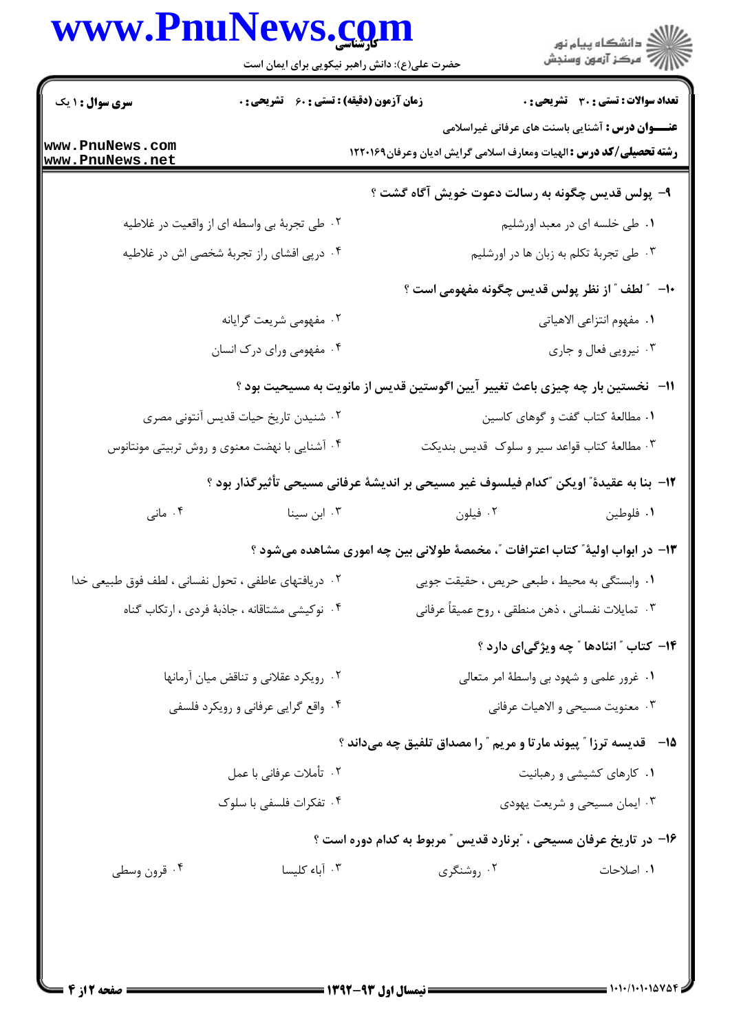**سری سوال :** ۱ یک　　**زمان آزمون (دقیقه) : تستی :** ۶۰ **تشریحی :** ۰　　**تعداد سوالات : تستی :** ۳۰ **تشریحی :** ۰

**عنـــوان درس :** آشنایی باسنت های عرفانی غیراسلامی

**رشته تحصیلی/کد درس :** الهیات ومعارف اسلامی گرایش ادیان وعرفان۱۲۲۰۱۶۹

**۹- پولس قدیس چگونه به رسالت دعوت خویش آگاه گشت ؟**

۱. طی خلسه ای در معبد اورشلیم

۲. طی تجربهٔ بی واسطه ای از واقعیت در غلاطیه

۳. طی تجربهٔ تکلم به زبان ها در اورشلیم

۴. درپی افشای راز تجربهٔ شخصی اش در غلاطیه

**۱۰- " لطف " از نظر پولس قدیس چگونه مفهومی است ؟**

۱. مفهوم انتزاعی الاهیاتی

۲. مفهومی شریعت گرایانه

۳. نیرویی فعال و جاری

۴. مفهومی ورای درک انسان

**۱۱- نخستین بار چه چیزی باعث تغییر آیین اگوستین قدیس از مانویت به مسیحیت بود ؟**

۱. مطالعهٔ کتاب گفت و گوهای کاسین

۲. شنیدن تاریخ حیات قدیس آنتونی مصری

۳. مطالعهٔ کتاب قواعد سیر و سلوک قدیس بندیکت

۴. آشنایی با نهضت معنوی و روش تربیتی مونتانوس

**۱۲- بنا به عقیدهٔ" اویکن "کدام فیلسوف غیر مسیحی بر اندیشهٔ عرفانی مسیحی تأثیرگذار بود ؟**

۱. فلوطین　　۲. فیلون　　۳. ابن سینا　　۴. مانی

**۱۳- در ابواب اولیهٔ" کتاب اعترافات "، مخمصهٔ طولانی بین چه اموری مشاهده میشود ؟**

۱. وابستگی به محیط ، طبعی حریص ، حقیقت جویی

۲. دریافتهای عاطفی ، تحول نفسانی ، لطف فوق طبیعی خدا

۳. تمایلات نفسانی ، ذهن منطقی ، روح عمیقاً عرفانی

۴. نوکیشی مشتاقانه ، جاذبهٔ فردی ، ارتکاب گناه

**۱۴- کتاب " انئادها " چه ویژگیای دارد ؟**

۱. غرور علمی و شهود بی واسطهٔ امر متعالی

۲. رویکرد عقلانی و تناقض میان آرمانها

۳. معنویت مسیحی و الاهیات عرفانی

۴. واقع گرایی عرفانی و رویکرد فلسفی

**۱۵- قدیسه ترزا " پیوند مارتا و مریم " را مصداق تلفیق چه میداند ؟**

۱. کارهای کشیشی و رهبانیت

۲. تأملات عرفانی با عمل

۳. ایمان مسیحی و شریعت یهودی

۴. تفکرات فلسفی با سلوک

**۱۶- در تاریخ عرفان مسیحی ، "برنارد قدیس " مربوط به کدام دوره است ؟**

۱. اصلاحات　　۲. روشنگری　　۳. آباء کلیسا　　۴. قرون وسطی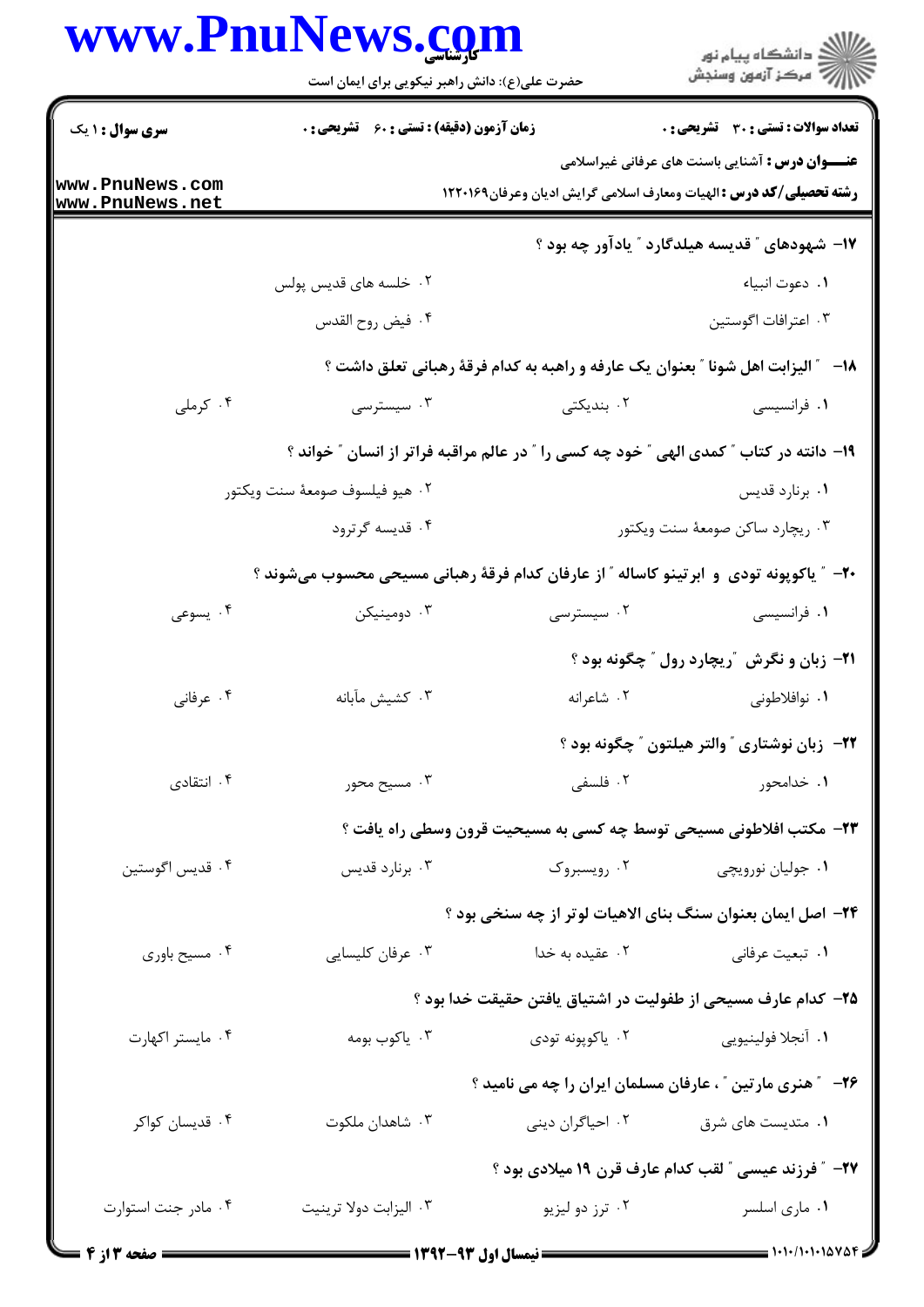**سری سوال:** ۱ یک

**زمان آزمون (دقیقه) : تستی :** ۶۰ **تشریحی :** ۰

**تعداد سوالات : تستی :** ۳۰ **تشریحی :** ۰

**عنـــوان درس :** آشنایی باستن های عرفانی غیراسلامی

**رشته تحصیلی/کد درس :** الهیات ومعارف اسلامی گرایش ادیان وعرفان۱۲۲۰۱۶۹

۱۷- شهودهای " قدیسه هیلدگارد " یادآور چه بود ؟

۱. دعوت انبیاء
۲. خلسه های قدیس پولس
۳. اعترافات اگوستین
۴. فیض روح القدس

۱۸- " الیزابت اهل شونا " بعنوان یک عارفه و راهبه به کدام فرقهٔ رهبانی تعلق داشت ؟

۱. فرانسیسی
۲. بندیکتی
۳. سیسترسی
۴. کرملی

۱۹- دانته در کتاب " کمدی الهی " خود چه کسی را " در عالم مراقبه فراتر از انسان " خواند ؟

۱. برنارد قدیس
۲. هیو فیلسوف صومعهٔ سنت ویکتور
۳. ریچارد ساکن صومعهٔ سنت ویکتور
۴. قدیسه گرترود

۲۰- " یاکوپونه تودی و ابرتینو کاساله " از عارفان کدام فرقهٔ رهبانی مسیحی محسوب می‌شوند ؟

۱. فرانسیسی
۲. سیسترسی
۳. دومینیکن
۴. یسوعی

۲۱- زبان و نگرش "ریچارد رول " چگونه بود ؟

۱. نوافلاطونی
۲. شاعرانه
۳. کشیش مآبانه
۴. عرفانی

۲۲- زبان نوشتاری " والتر هیلتون " چگونه بود ؟

۱. خدامحور
۲. فلسفی
۳. مسیح محور
۴. انتقادی

۲۳- مکتب افلاطونی مسیحی توسط چه کسی به مسیحیت قرون وسطی راه یافت ؟

۱. جولیان نورویچی
۲. رویسبروک
۳. برنارد قدیس
۴. قدیس اگوستین

۲۴- اصل ایمان بعنوان سنگ بنای الاهیات لوتر از چه سنخی بود ؟

۱. تبعیت عرفانی
۲. عقیده به خدا
۳. عرفان کلیسایی
۴. مسیح باوری

۲۵- کدام عارف مسیحی از طفولیت در اشتیاق یافتن حقیقت خدا بود ؟

۱. آنجلا فولینیویی
۲. یاکوپونه تودی
۳. یاکوب بومه
۴. مایستر اکهارت

۲۶- " هنری مارتین " ، عارفان مسلمان ایران را چه می نامید ؟

۱. متدیست های شرق
۲. احیاگران دینی
۳. شاهدان ملکوت
۴. قدیسان کواکر

۲۷- " فرزند عیسی " لقب کدام عارف قرن ۱۹ میلادی بود ؟

۱. ماری اسلسر
۲. ترز دو لیزیو
۳. الیزابت دولا ترینیت
۴. مادر جنت استوارت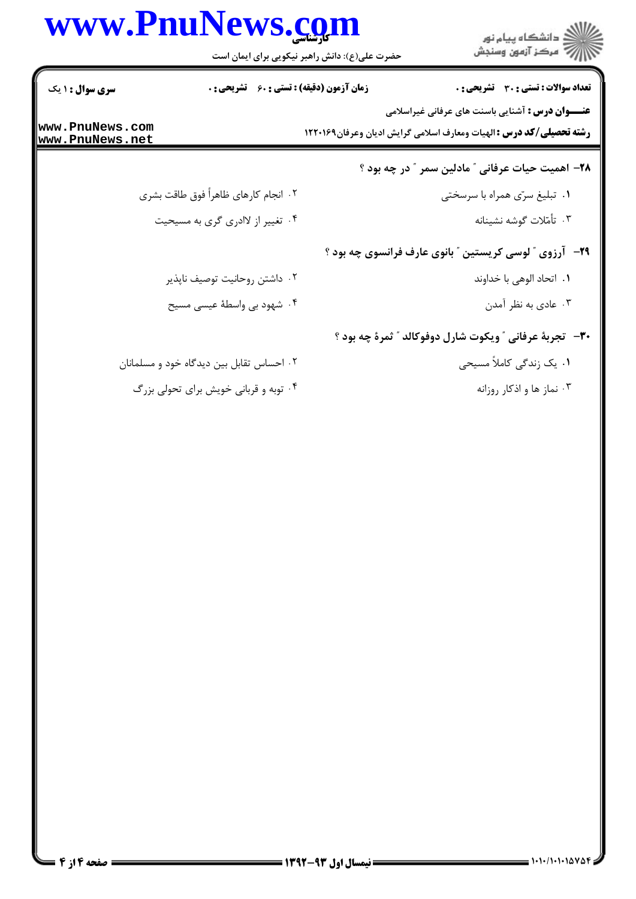۲۸- اهمیت حیات عرفانی " مادلین سمر " در چه بود ؟

۱. تبلیغ سرّی همراه با سرسختی

۲. انجام کارهای ظاهراً فوق طاقت بشری

۳. تأملات گوشه نشینانه

۴. تغییر از لادری گری به مسیحیت

۲۹- آرزوی " لوسی کریستین " بانوی عارف فرانسوی چه بود ؟

۱. اتحاد الوهی با خداوند

۲. داشتن روحانیت توصیف ناپذیر

۳. عادی به نظر آمدن

۴. شهود بی واسطهٔ عیسی مسیح

۳۰- تجربهٔ عرفانی " ویکوت شارل دوفوکالد " ثمرهٔ چه بود ؟

۱. یک زندگی کاملاً مسیحی

۲. احساس تقابل بین دیدگاه خود و مسلمانان

۳. نماز ها و اذکار روزانه

۴. توبه و قربانی خویش برای تحولی بزرگ